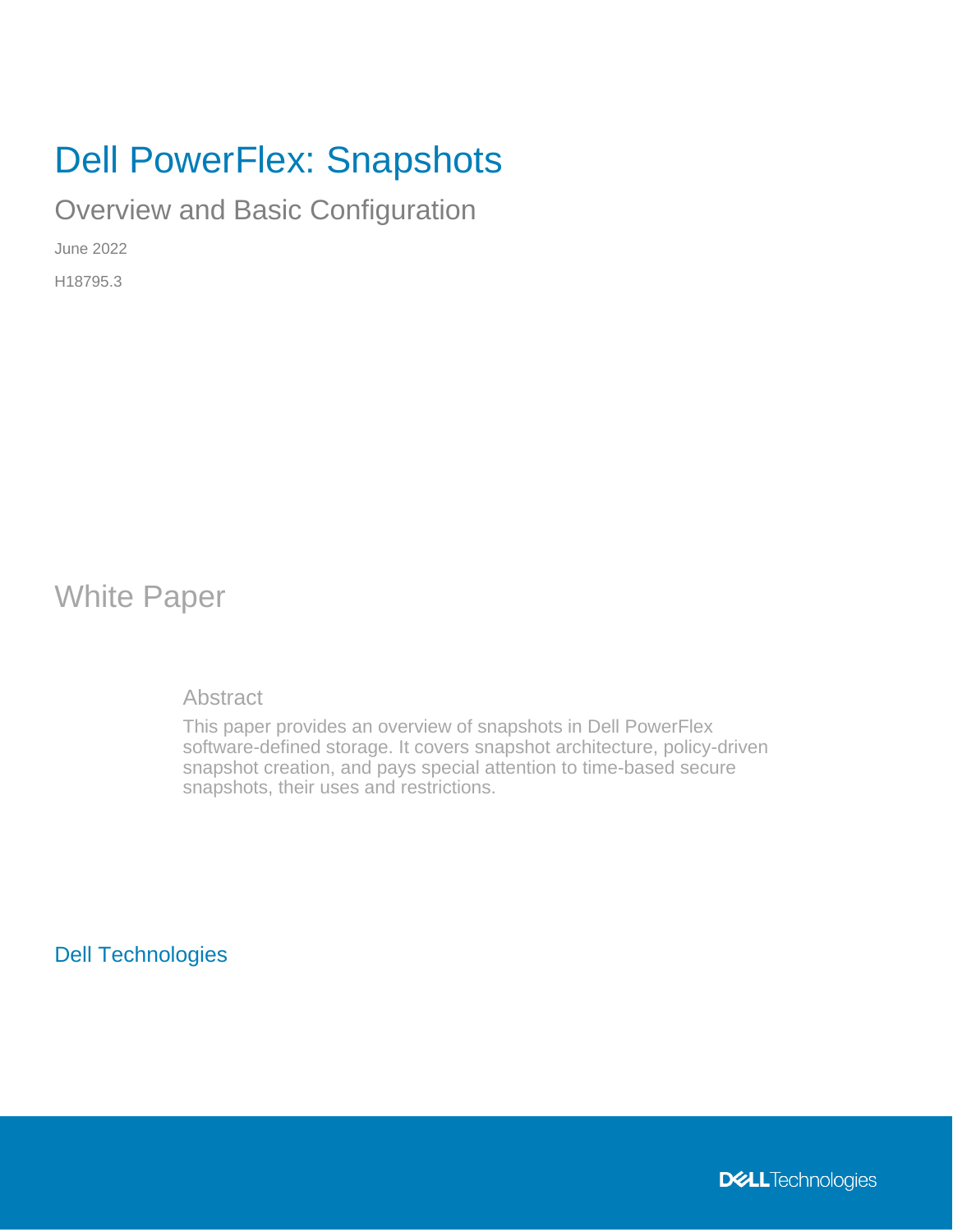# Dell PowerFlex: Snapshots

## Overview and Basic Configuration

June 2022

H18795.3

## White Paper

### Abstract

This paper provides an overview of snapshots in Dell PowerFlex software-defined storage. It covers snapshot architecture, policy-driven snapshot creation, and pays special attention to time-based secure snapshots, their uses and restrictions.

Dell Technologies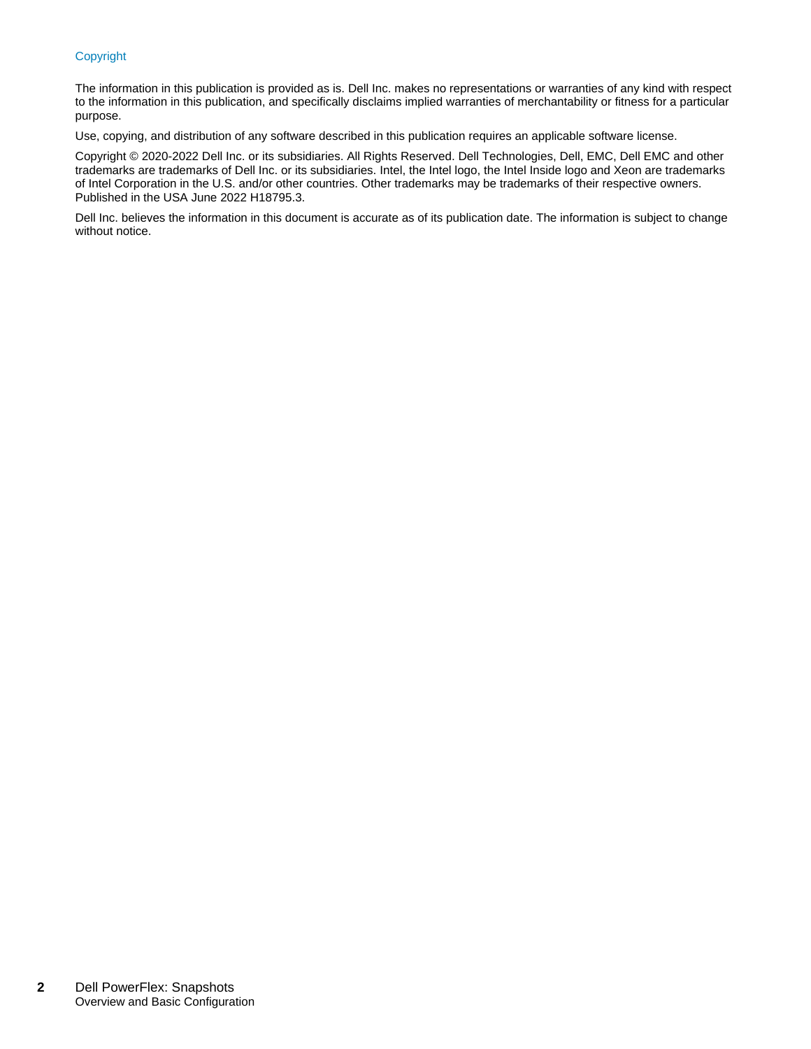## Copyright

The information in this publication is provided as is. Dell Inc. makes no representations or warranties of any kind with respect to the information in this publication, and specifically disclaims implied warranties of merchantability or fitness for a particular purpose.

Use, copying, and distribution of any software described in this publication requires an applicable software license.

Copyright © 2020-2022 Dell Inc. or its subsidiaries. All Rights Reserved. Dell Technologies, Dell, EMC, Dell EMC and other trademarks are trademarks of Dell Inc. or its subsidiaries. Intel, the Intel logo, the Intel Inside logo and Xeon are trademarks of Intel Corporation in the U.S. and/or other countries. Other trademarks may be trademarks of their respective owners. Published in the USA June 2022 H18795.3.

Dell Inc. believes the information in this document is accurate as of its publication date. The information is subject to change without notice.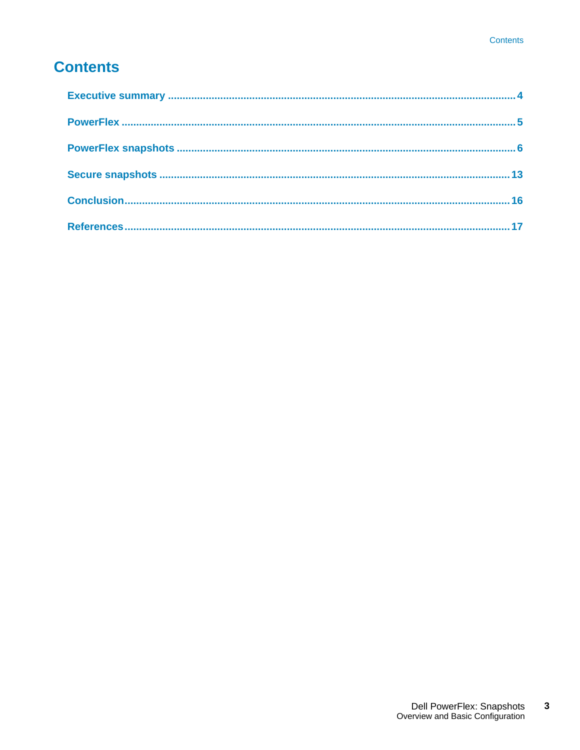# Contents

Executive summary .......................................................................................................... 4

PowerFlex ........................................................................................................................ 5

PowerFlex snapshots ...................................................................................................... 6

Secure snapshots .......................................................................................................... 13

Conclusion...................................................................................................................... 16

References...................................................................................................................... 17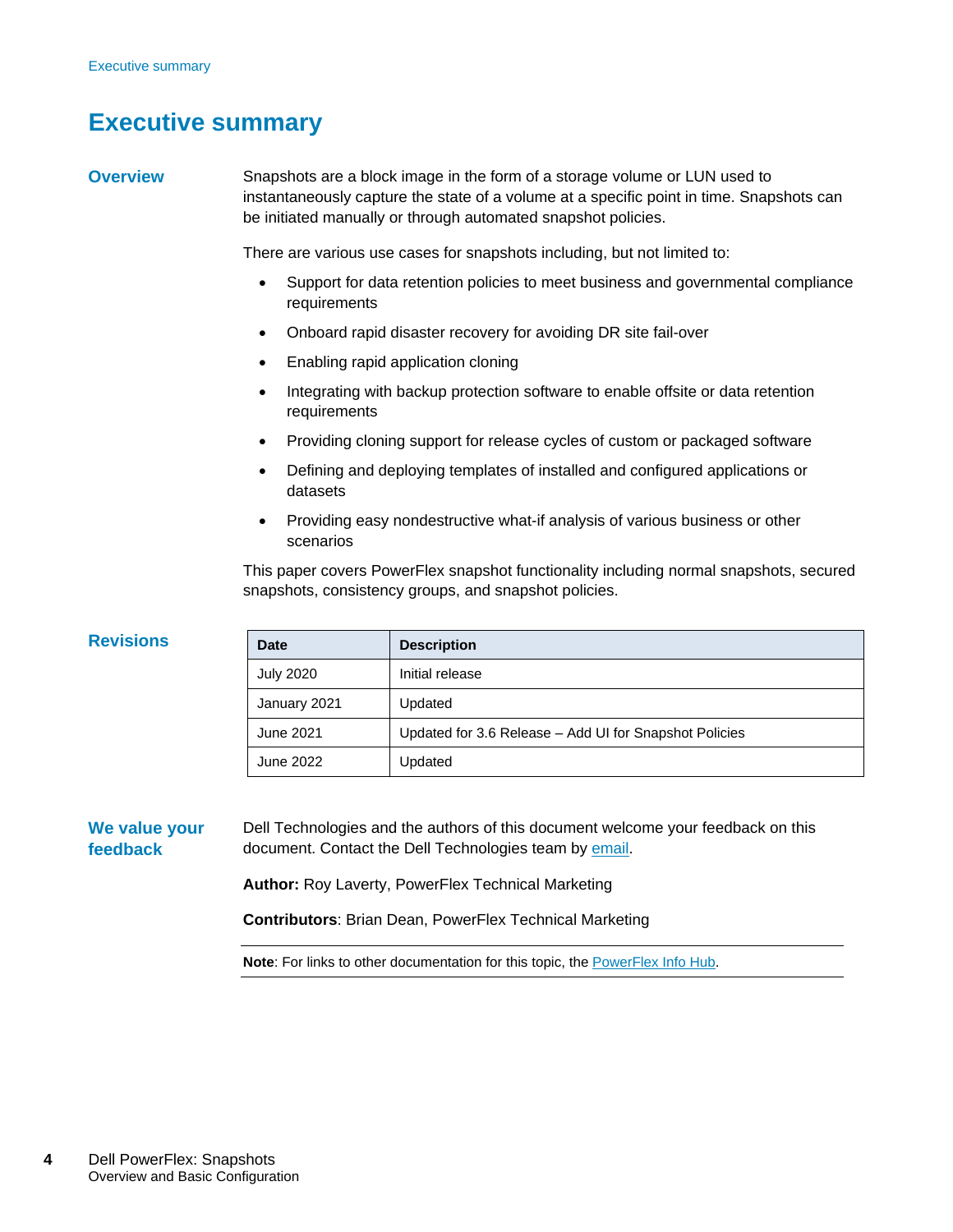# Executive summary

## Overview

Snapshots are a block image in the form of a storage volume or LUN used to instantaneously capture the state of a volume at a specific point in time. Snapshots can be initiated manually or through automated snapshot policies.

There are various use cases for snapshots including, but not limited to:

- Support for data retention policies to meet business and governmental compliance requirements
- Onboard rapid disaster recovery for avoiding DR site fail-over
- Enabling rapid application cloning
- Integrating with backup protection software to enable offsite or data retention requirements
- Providing cloning support for release cycles of custom or packaged software
- Defining and deploying templates of installed and configured applications or datasets
- Providing easy nondestructive what-if analysis of various business or other scenarios

This paper covers PowerFlex snapshot functionality including normal snapshots, secured snapshots, consistency groups, and snapshot policies.

## Revisions

| Date | Description |
| --- | --- |
| July 2020 | Initial release |
| January 2021 | Updated |
| June 2021 | Updated for 3.6 Release – Add UI for Snapshot Policies |
| June 2022 | Updated |

## We value your feedback

Dell Technologies and the authors of this document welcome your feedback on this document. Contact the Dell Technologies team by email.

**Author:** Roy Laverty, PowerFlex Technical Marketing

**Contributors**: Brian Dean, PowerFlex Technical Marketing

**Note**: For links to other documentation for this topic, the PowerFlex Info Hub.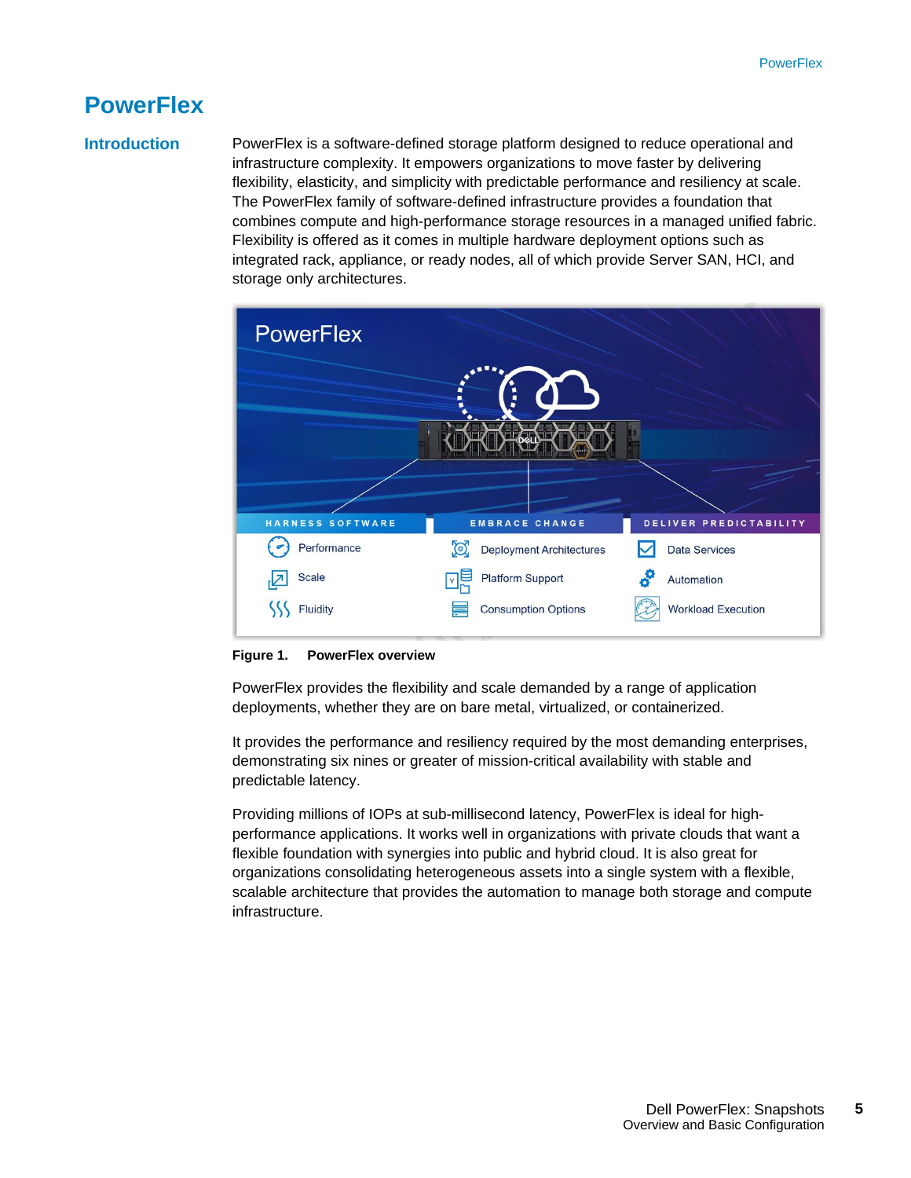# PowerFlex

## Introduction

PowerFlex is a software-defined storage platform designed to reduce operational and infrastructure complexity. It empowers organizations to move faster by delivering flexibility, elasticity, and simplicity with predictable performance and resiliency at scale. The PowerFlex family of software-defined infrastructure provides a foundation that combines compute and high-performance storage resources in a managed unified fabric. Flexibility is offered as it comes in multiple hardware deployment options such as integrated rack, appliance, or ready nodes, all of which provide Server SAN, HCI, and storage only architectures.

**Figure 1. PowerFlex overview**

PowerFlex provides the flexibility and scale demanded by a range of application deployments, whether they are on bare metal, virtualized, or containerized.

It provides the performance and resiliency required by the most demanding enterprises, demonstrating six nines or greater of mission-critical availability with stable and predictable latency.

Providing millions of IOPs at sub-millisecond latency, PowerFlex is ideal for high-performance applications. It works well in organizations with private clouds that want a flexible foundation with synergies into public and hybrid cloud. It is also great for organizations consolidating heterogeneous assets into a single system with a flexible, scalable architecture that provides the automation to manage both storage and compute infrastructure.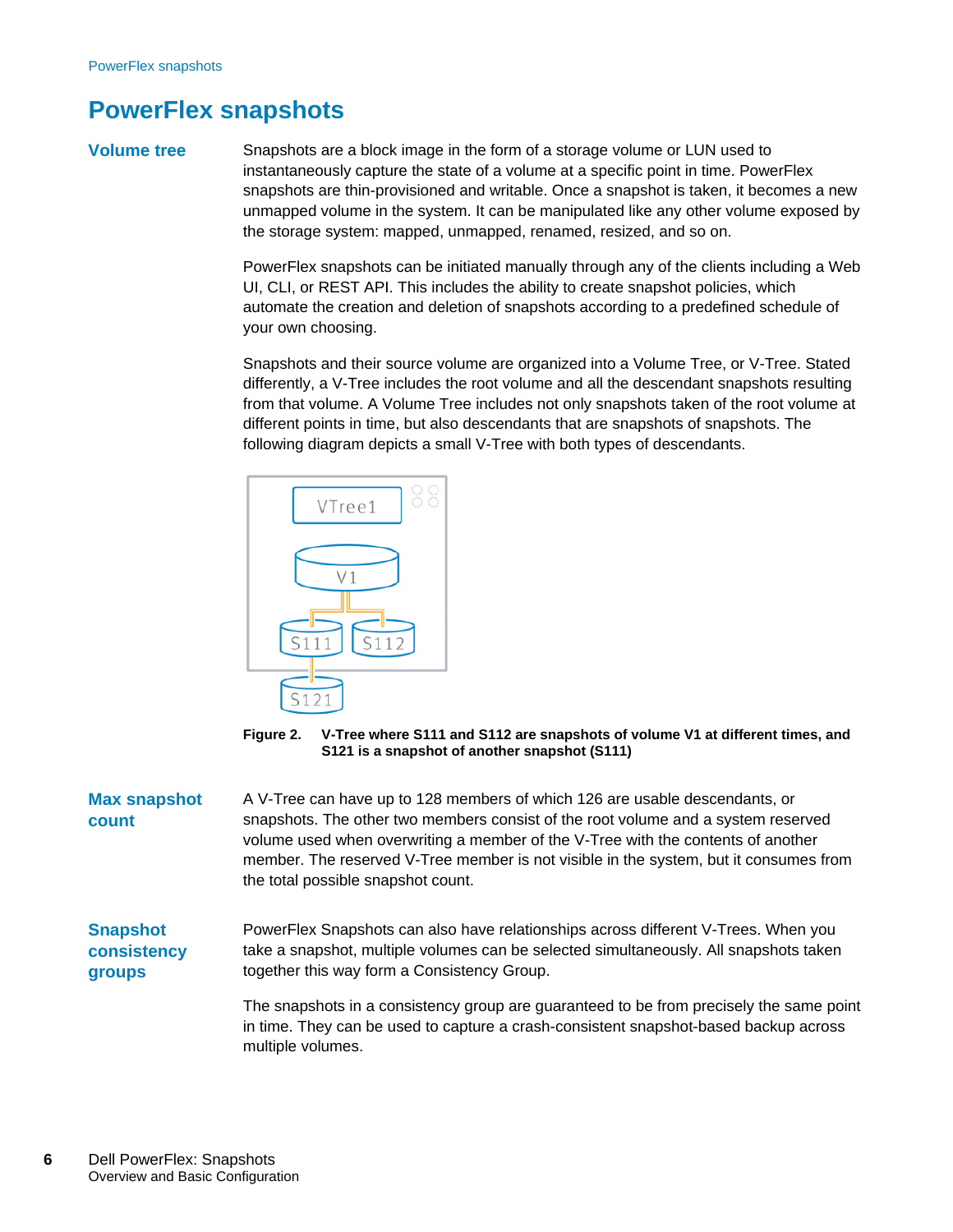# PowerFlex snapshots

## Volume tree

Snapshots are a block image in the form of a storage volume or LUN used to instantaneously capture the state of a volume at a specific point in time. PowerFlex snapshots are thin-provisioned and writable. Once a snapshot is taken, it becomes a new unmapped volume in the system. It can be manipulated like any other volume exposed by the storage system: mapped, unmapped, renamed, resized, and so on.

PowerFlex snapshots can be initiated manually through any of the clients including a Web UI, CLI, or REST API. This includes the ability to create snapshot policies, which automate the creation and deletion of snapshots according to a predefined schedule of your own choosing.

Snapshots and their source volume are organized into a Volume Tree, or V-Tree. Stated differently, a V-Tree includes the root volume and all the descendant snapshots resulting from that volume. A Volume Tree includes not only snapshots taken of the root volume at different points in time, but also descendants that are snapshots of snapshots. The following diagram depicts a small V-Tree with both types of descendants.

**Figure 2. V-Tree where S111 and S112 are snapshots of volume V1 at different times, and S121 is a snapshot of another snapshot (S111)**

## Max snapshot count

A V-Tree can have up to 128 members of which 126 are usable descendants, or snapshots. The other two members consist of the root volume and a system reserved volume used when overwriting a member of the V-Tree with the contents of another member. The reserved V-Tree member is not visible in the system, but it consumes from the total possible snapshot count.

## Snapshot consistency groups

PowerFlex Snapshots can also have relationships across different V-Trees. When you take a snapshot, multiple volumes can be selected simultaneously. All snapshots taken together this way form a Consistency Group.

The snapshots in a consistency group are guaranteed to be from precisely the same point in time. They can be used to capture a crash-consistent snapshot-based backup across multiple volumes.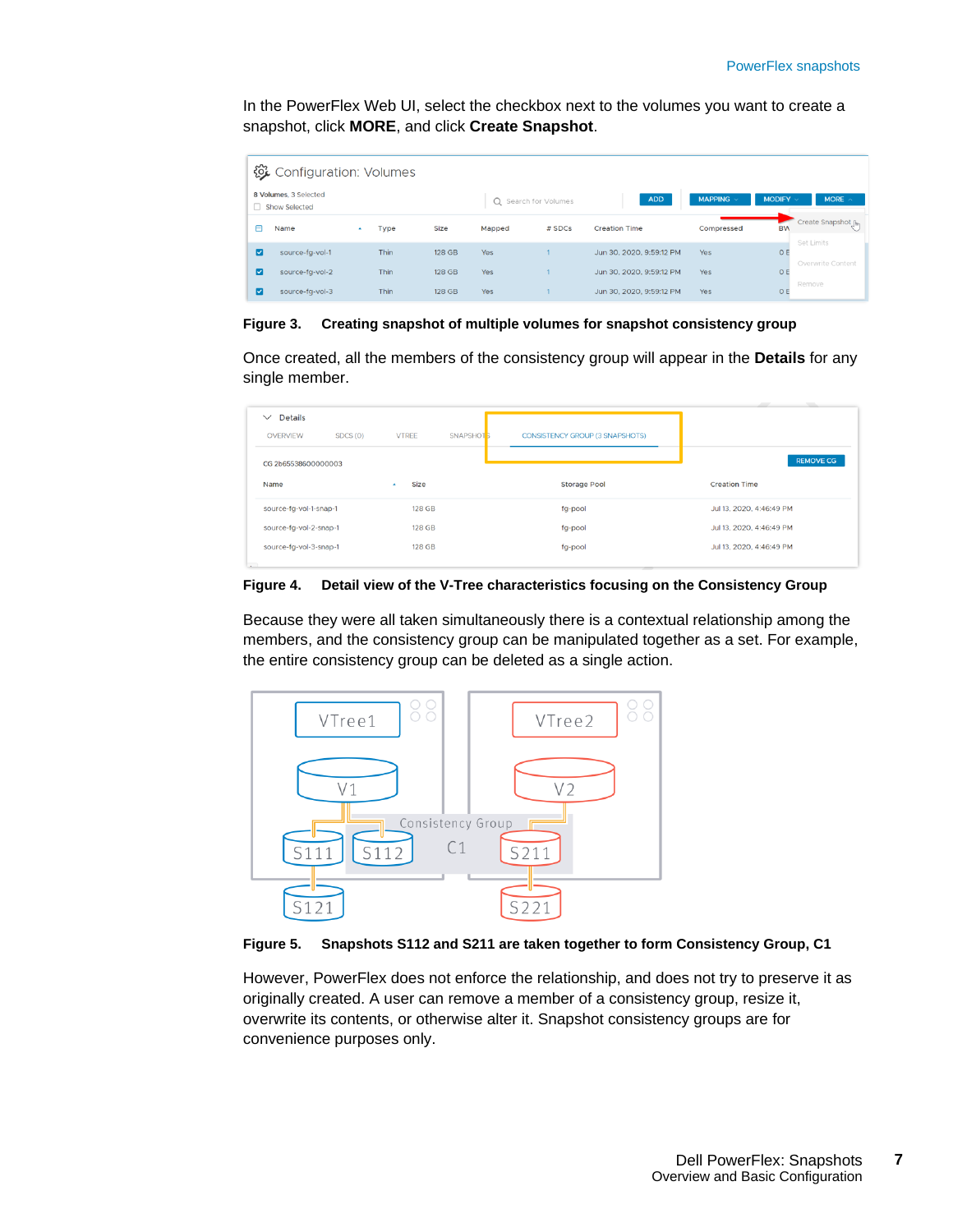In the PowerFlex Web UI, select the checkbox next to the volumes you want to create a snapshot, click **MORE**, and click **Create Snapshot**.

**Figure 3. Creating snapshot of multiple volumes for snapshot consistency group**

Once created, all the members of the consistency group will appear in the **Details** for any single member.

**Figure 4. Detail view of the V-Tree characteristics focusing on the Consistency Group**

Because they were all taken simultaneously there is a contextual relationship among the members, and the consistency group can be manipulated together as a set. For example, the entire consistency group can be deleted as a single action.

**Figure 5. Snapshots S112 and S211 are taken together to form Consistency Group, C1**

However, PowerFlex does not enforce the relationship, and does not try to preserve it as originally created. A user can remove a member of a consistency group, resize it, overwrite its contents, or otherwise alter it. Snapshot consistency groups are for convenience purposes only.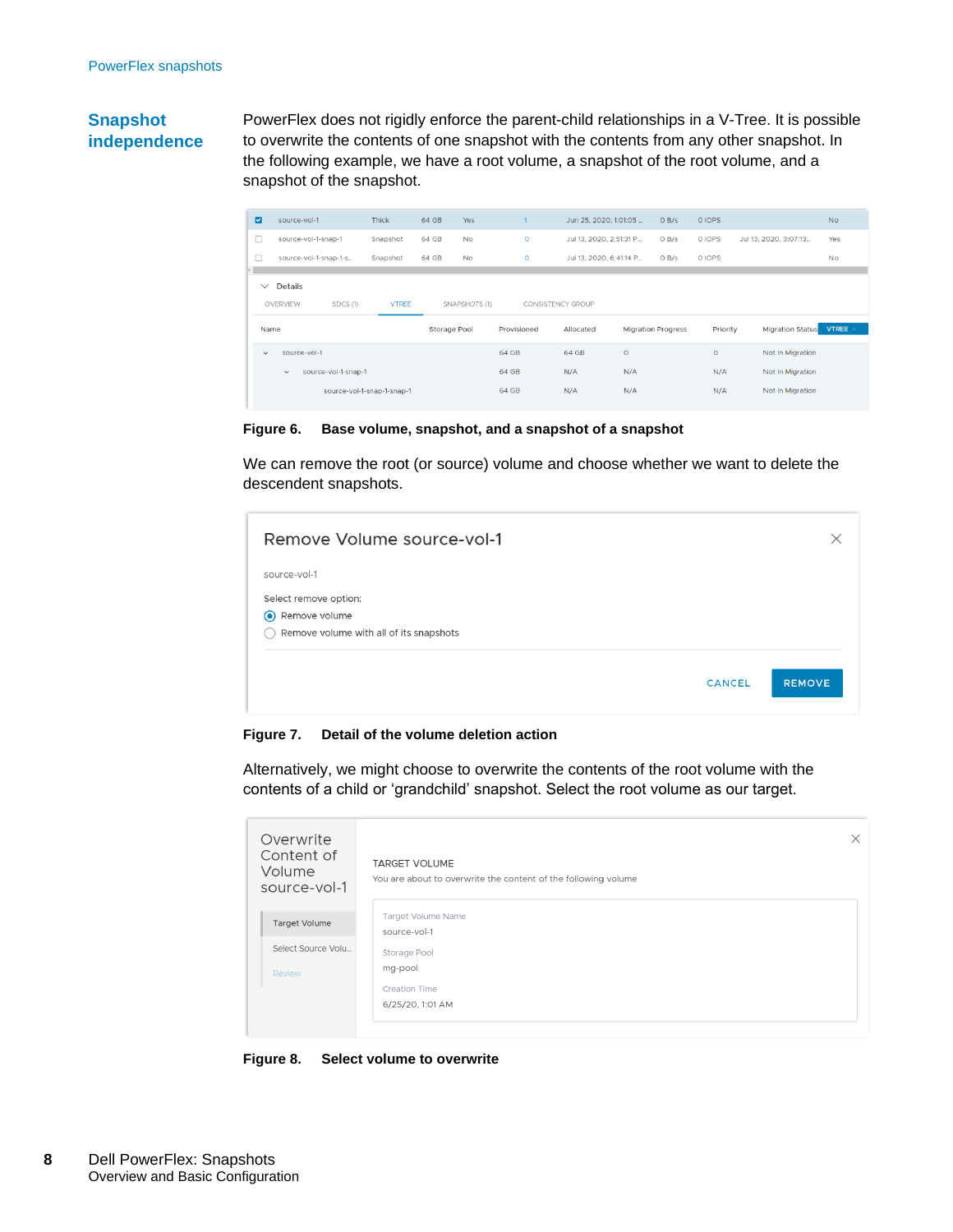## Snapshot independence

PowerFlex does not rigidly enforce the parent-child relationships in a V-Tree. It is possible to overwrite the contents of one snapshot with the contents from any other snapshot. In the following example, we have a root volume, a snapshot of the root volume, and a snapshot of the snapshot.

**Figure 6. Base volume, snapshot, and a snapshot of a snapshot**

We can remove the root (or source) volume and choose whether we want to delete the descendent snapshots.

**Figure 7. Detail of the volume deletion action**

Alternatively, we might choose to overwrite the contents of the root volume with the contents of a child or 'grandchild' snapshot. Select the root volume as our target.

**Figure 8. Select volume to overwrite**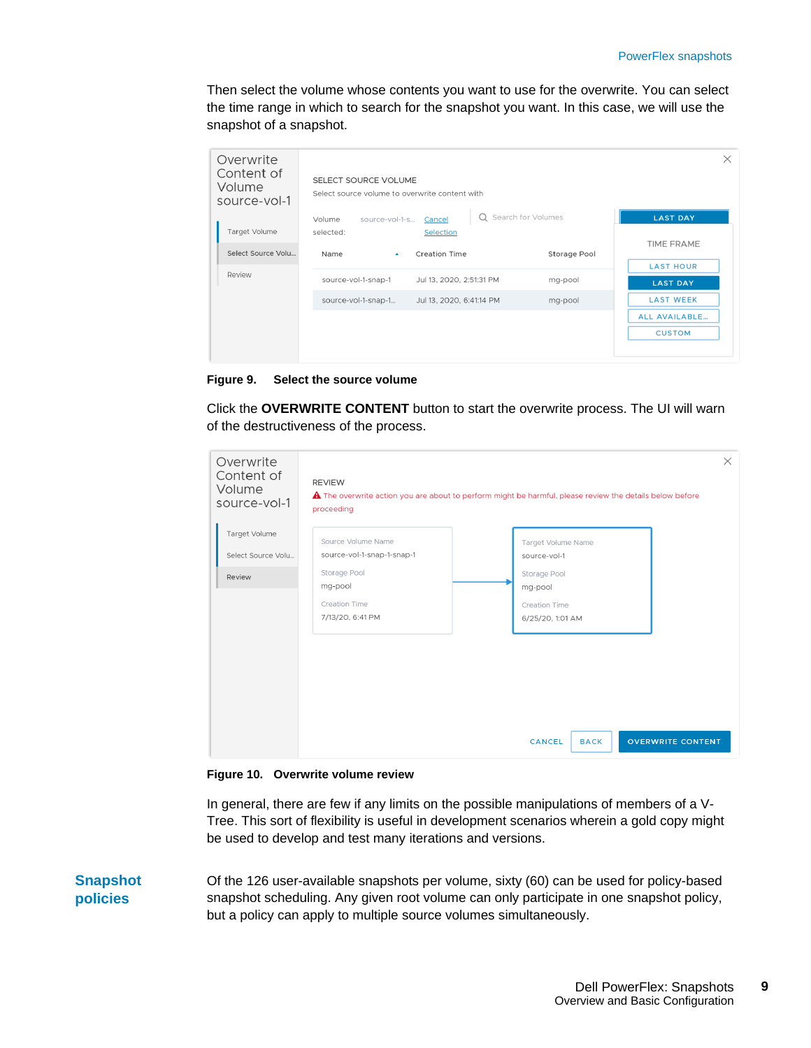Then select the volume whose contents you want to use for the overwrite. You can select the time range in which to search for the snapshot you want. In this case, we will use the snapshot of a snapshot.

**Figure 9. Select the source volume**

Click the **OVERWRITE CONTENT** button to start the overwrite process. The UI will warn of the destructiveness of the process.

**Figure 10. Overwrite volume review**

In general, there are few if any limits on the possible manipulations of members of a V-Tree. This sort of flexibility is useful in development scenarios wherein a gold copy might be used to develop and test many iterations and versions.

## Snapshot policies

Of the 126 user-available snapshots per volume, sixty (60) can be used for policy-based snapshot scheduling. Any given root volume can only participate in one snapshot policy, but a policy can apply to multiple source volumes simultaneously.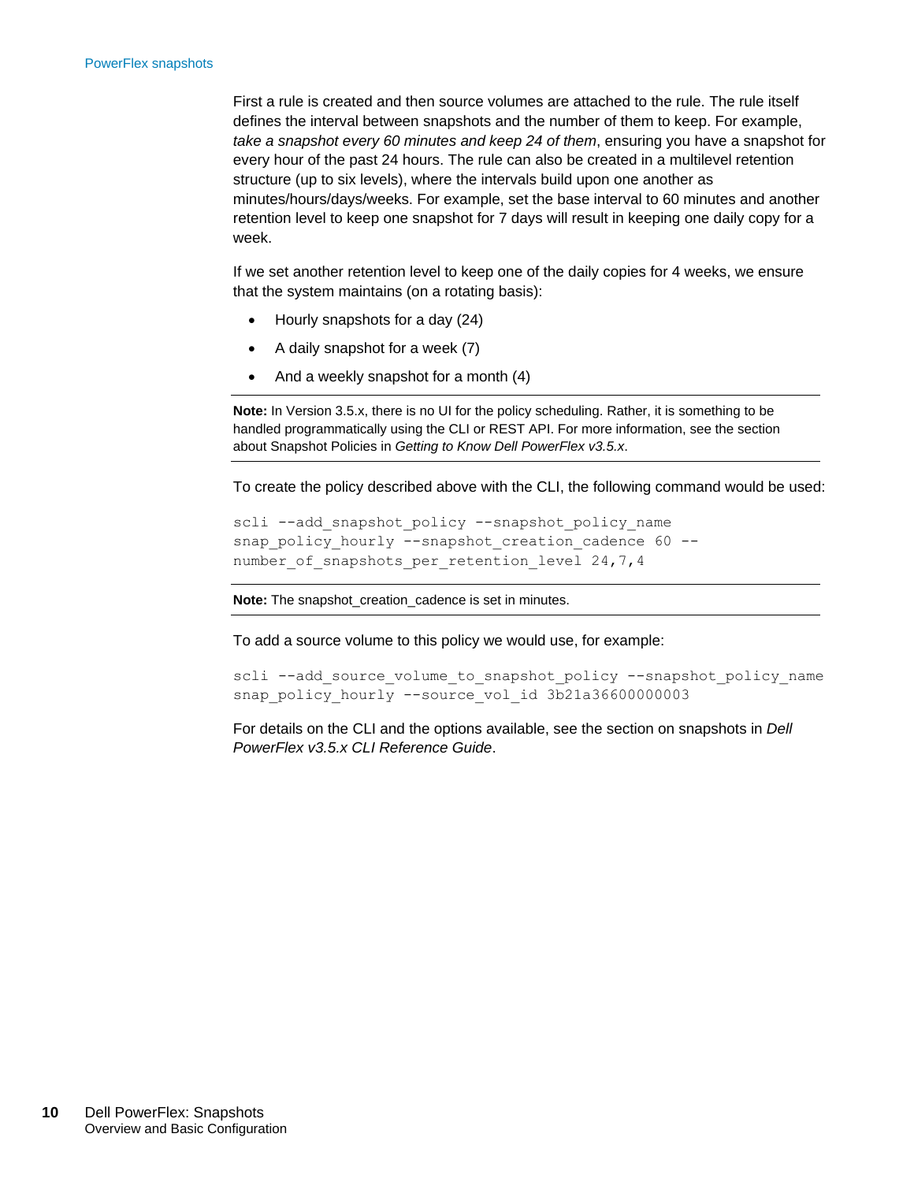First a rule is created and then source volumes are attached to the rule. The rule itself defines the interval between snapshots and the number of them to keep. For example, *take a snapshot every 60 minutes and keep 24 of them*, ensuring you have a snapshot for every hour of the past 24 hours. The rule can also be created in a multilevel retention structure (up to six levels), where the intervals build upon one another as minutes/hours/days/weeks. For example, set the base interval to 60 minutes and another retention level to keep one snapshot for 7 days will result in keeping one daily copy for a week.

If we set another retention level to keep one of the daily copies for 4 weeks, we ensure that the system maintains (on a rotating basis):

- Hourly snapshots for a day (24)
- A daily snapshot for a week (7)
- And a weekly snapshot for a month (4)

**Note:** In Version 3.5.x, there is no UI for the policy scheduling. Rather, it is something to be handled programmatically using the CLI or REST API. For more information, see the section about Snapshot Policies in *Getting to Know Dell PowerFlex v3.5.x*.

To create the policy described above with the CLI, the following command would be used:

```
scli --add_snapshot_policy --snapshot_policy_name
snap_policy_hourly --snapshot_creation_cadence 60 --
number_of_snapshots_per_retention_level 24,7,4
```

**Note:** The snapshot_creation_cadence is set in minutes.

To add a source volume to this policy we would use, for example:

```
scli --add_source_volume_to_snapshot_policy --snapshot_policy_name
snap_policy_hourly --source_vol_id 3b21a36600000003
```

For details on the CLI and the options available, see the section on snapshots in *Dell PowerFlex v3.5.x CLI Reference Guide*.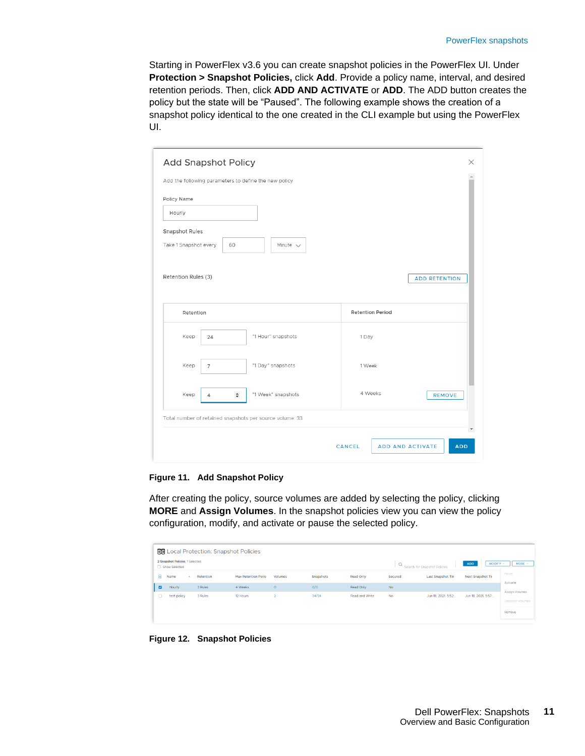Starting in PowerFlex v3.6 you can create snapshot policies in the PowerFlex UI. Under **Protection > Snapshot Policies,** click **Add**. Provide a policy name, interval, and desired retention periods. Then, click **ADD AND ACTIVATE** or **ADD**. The ADD button creates the policy but the state will be "Paused". The following example shows the creation of a snapshot policy identical to the one created in the CLI example but using the PowerFlex UI.

**Figure 11. Add Snapshot Policy**

After creating the policy, source volumes are added by selecting the policy, clicking **MORE** and **Assign Volumes**. In the snapshot policies view you can view the policy configuration, modify, and activate or pause the selected policy.

**Figure 12. Snapshot Policies**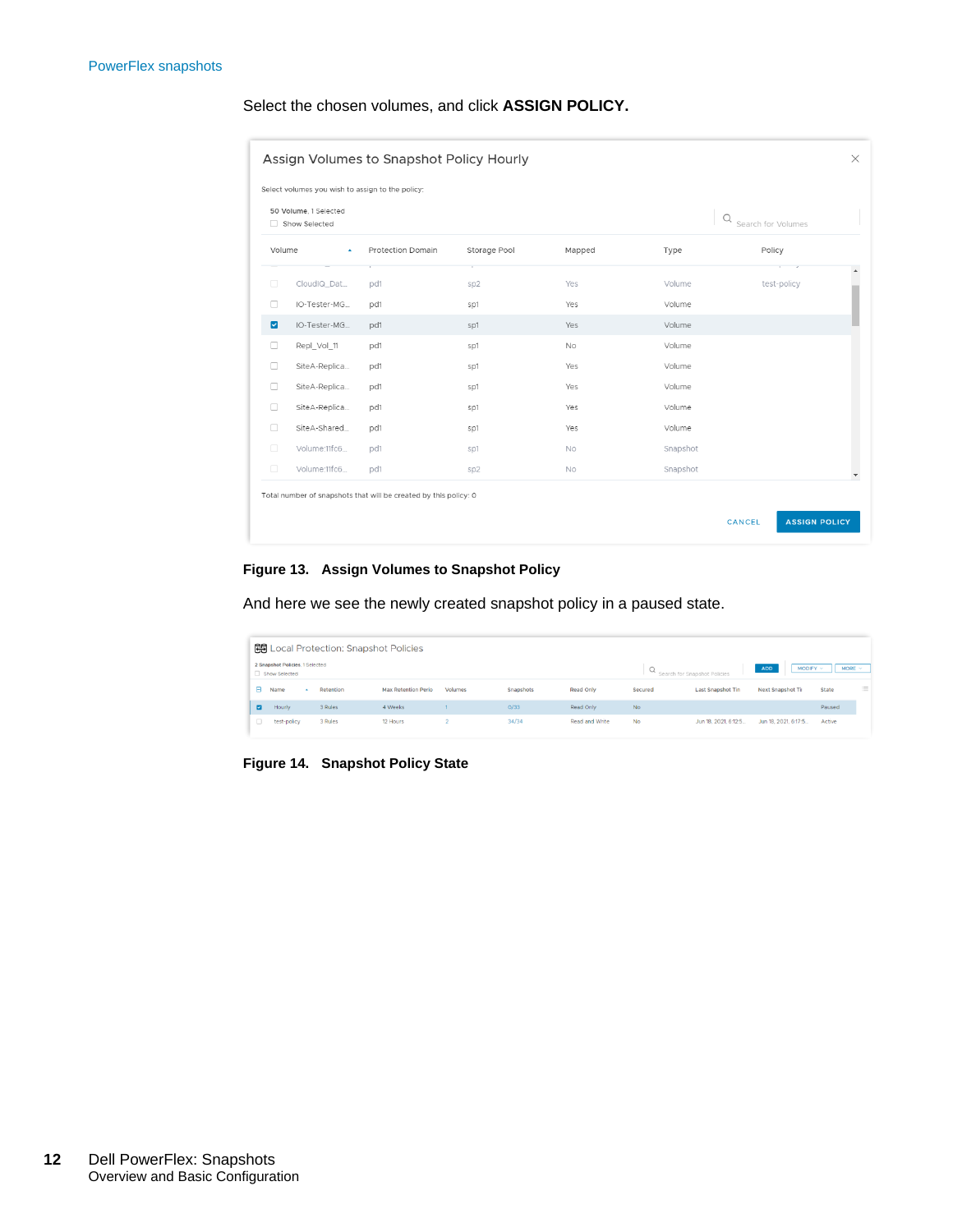Select the chosen volumes, and click **ASSIGN POLICY.**

**Figure 13. Assign Volumes to Snapshot Policy**

And here we see the newly created snapshot policy in a paused state.

**Figure 14. Snapshot Policy State**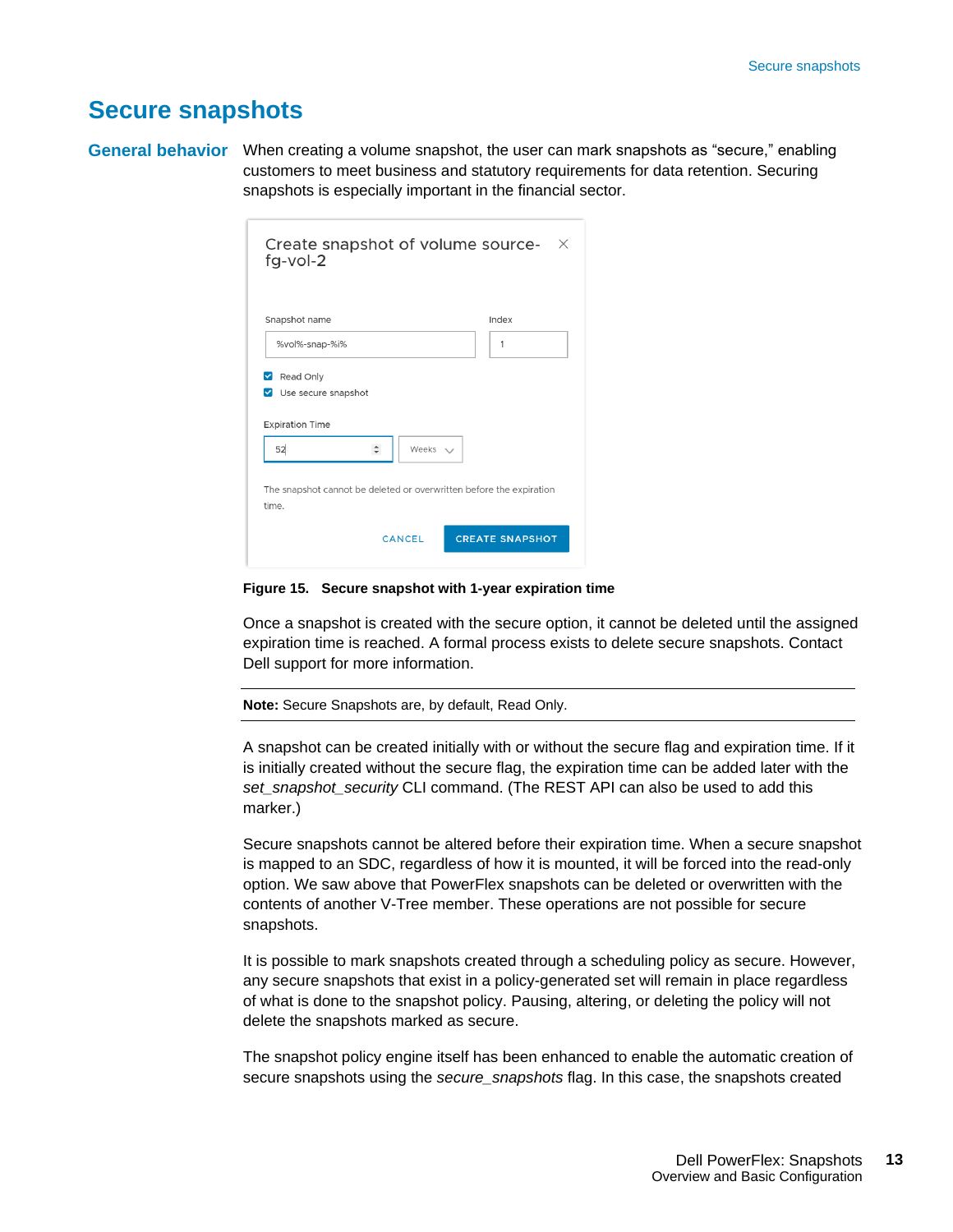# Secure snapshots

## General behavior

When creating a volume snapshot, the user can mark snapshots as “secure,” enabling customers to meet business and statutory requirements for data retention. Securing snapshots is especially important in the financial sector.

**Figure 15. Secure snapshot with 1-year expiration time**

Once a snapshot is created with the secure option, it cannot be deleted until the assigned expiration time is reached. A formal process exists to delete secure snapshots. Contact Dell support for more information.

---

**Note:** Secure Snapshots are, by default, Read Only.

---

A snapshot can be created initially with or without the secure flag and expiration time. If it is initially created without the secure flag, the expiration time can be added later with the *set_snapshot_security* CLI command. (The REST API can also be used to add this marker.)

Secure snapshots cannot be altered before their expiration time. When a secure snapshot is mapped to an SDC, regardless of how it is mounted, it will be forced into the read-only option. We saw above that PowerFlex snapshots can be deleted or overwritten with the contents of another V-Tree member. These operations are not possible for secure snapshots.

It is possible to mark snapshots created through a scheduling policy as secure. However, any secure snapshots that exist in a policy-generated set will remain in place regardless of what is done to the snapshot policy. Pausing, altering, or deleting the policy will not delete the snapshots marked as secure.

The snapshot policy engine itself has been enhanced to enable the automatic creation of secure snapshots using the *secure_snapshots* flag. In this case, the snapshots created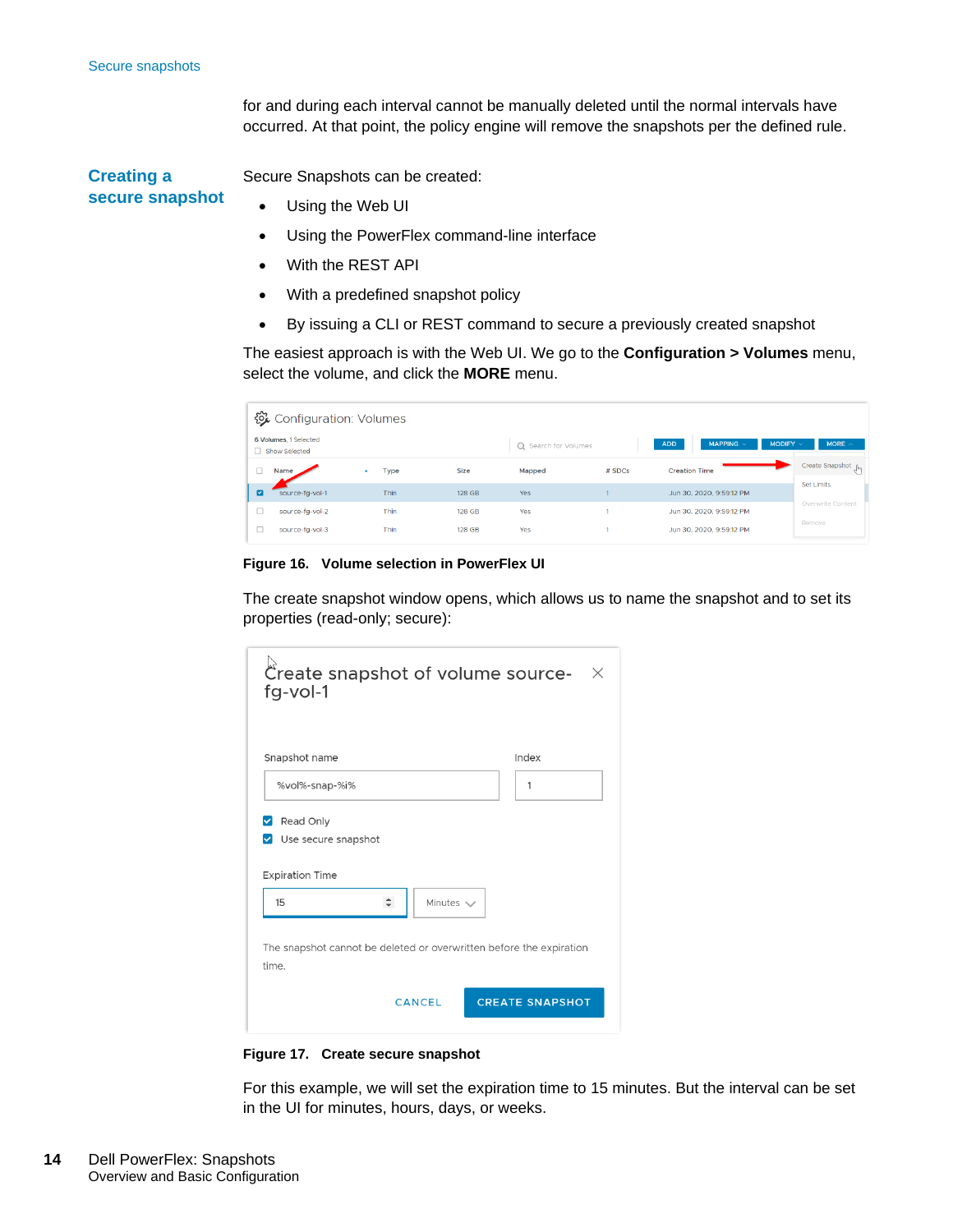for and during each interval cannot be manually deleted until the normal intervals have occurred. At that point, the policy engine will remove the snapshots per the defined rule.

## Creating a secure snapshot

Secure Snapshots can be created:

- Using the Web UI
- Using the PowerFlex command-line interface
- With the REST API
- With a predefined snapshot policy
- By issuing a CLI or REST command to secure a previously created snapshot

The easiest approach is with the Web UI. We go to the **Configuration > Volumes** menu, select the volume, and click the **MORE** menu.

**Figure 16. Volume selection in PowerFlex UI**

The create snapshot window opens, which allows us to name the snapshot and to set its properties (read-only; secure):

**Figure 17. Create secure snapshot**

For this example, we will set the expiration time to 15 minutes. But the interval can be set in the UI for minutes, hours, days, or weeks.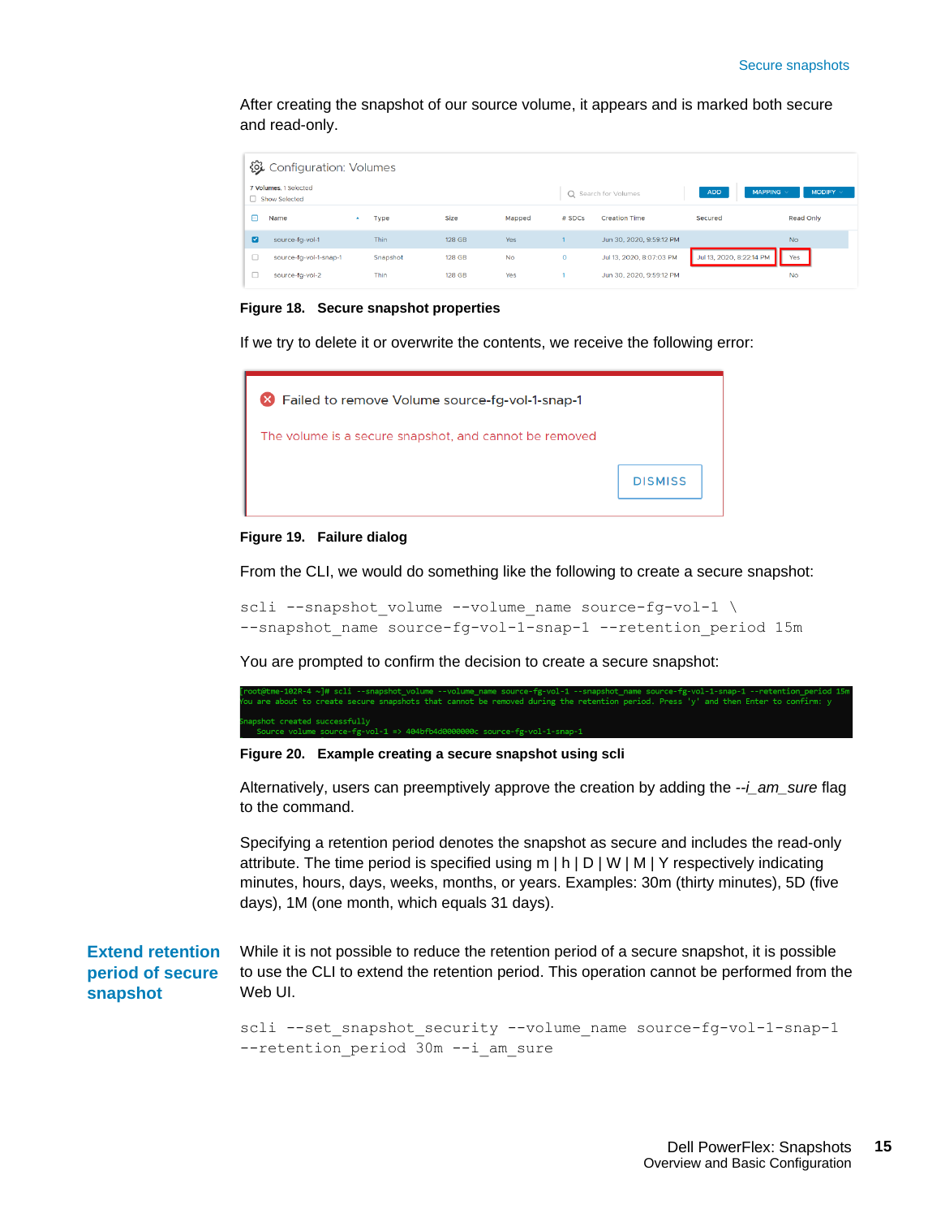After creating the snapshot of our source volume, it appears and is marked both secure and read-only.

Figure 18. Secure snapshot properties

If we try to delete it or overwrite the contents, we receive the following error:

Figure 19. Failure dialog

From the CLI, we would do something like the following to create a secure snapshot:

```
scli --snapshot_volume --volume_name source-fg-vol-1 \
--snapshot_name source-fg-vol-1-snap-1 --retention_period 15m
```

You are prompted to confirm the decision to create a secure snapshot:

Figure 20. Example creating a secure snapshot using scli

Alternatively, users can preemptively approve the creation by adding the *--i_am_sure* flag to the command.

Specifying a retention period denotes the snapshot as secure and includes the read-only attribute. The time period is specified using m | h | D | W | M | Y respectively indicating minutes, hours, days, weeks, months, or years. Examples: 30m (thirty minutes), 5D (five days), 1M (one month, which equals 31 days).

## Extend retention period of secure snapshot

While it is not possible to reduce the retention period of a secure snapshot, it is possible to use the CLI to extend the retention period. This operation cannot be performed from the Web UI.

```
scli --set_snapshot_security --volume_name source-fg-vol-1-snap-1
--retention_period 30m --i_am_sure
```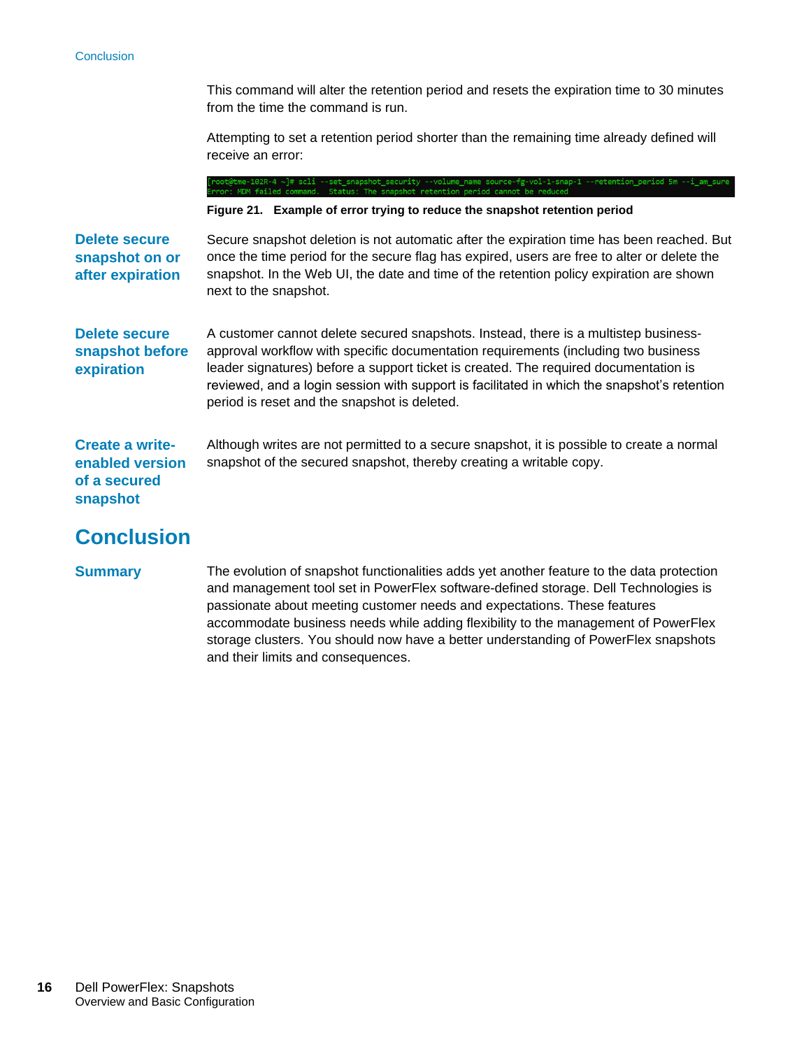This command will alter the retention period and resets the expiration time to 30 minutes from the time the command is run.

Attempting to set a retention period shorter than the remaining time already defined will receive an error:

```
[root@tme-102R-4 ~]# scli --set_snapshot_security --volume_name source-fg-vol-1-snap-1 --retention_period 5m --i_am_sure
Error: MDM failed command.  Status: The snapshot retention period cannot be reduced
```

**Figure 21. Example of error trying to reduce the snapshot retention period**

### Delete secure snapshot on or after expiration

Secure snapshot deletion is not automatic after the expiration time has been reached. But once the time period for the secure flag has expired, users are free to alter or delete the snapshot. In the Web UI, the date and time of the retention policy expiration are shown next to the snapshot.

### Delete secure snapshot before expiration

A customer cannot delete secured snapshots. Instead, there is a multistep business-approval workflow with specific documentation requirements (including two business leader signatures) before a support ticket is created. The required documentation is reviewed, and a login session with support is facilitated in which the snapshot's retention period is reset and the snapshot is deleted.

### Create a write-enabled version of a secured snapshot

Although writes are not permitted to a secure snapshot, it is possible to create a normal snapshot of the secured snapshot, thereby creating a writable copy.

# Conclusion

### Summary

The evolution of snapshot functionalities adds yet another feature to the data protection and management tool set in PowerFlex software-defined storage. Dell Technologies is passionate about meeting customer needs and expectations. These features accommodate business needs while adding flexibility to the management of PowerFlex storage clusters. You should now have a better understanding of PowerFlex snapshots and their limits and consequences.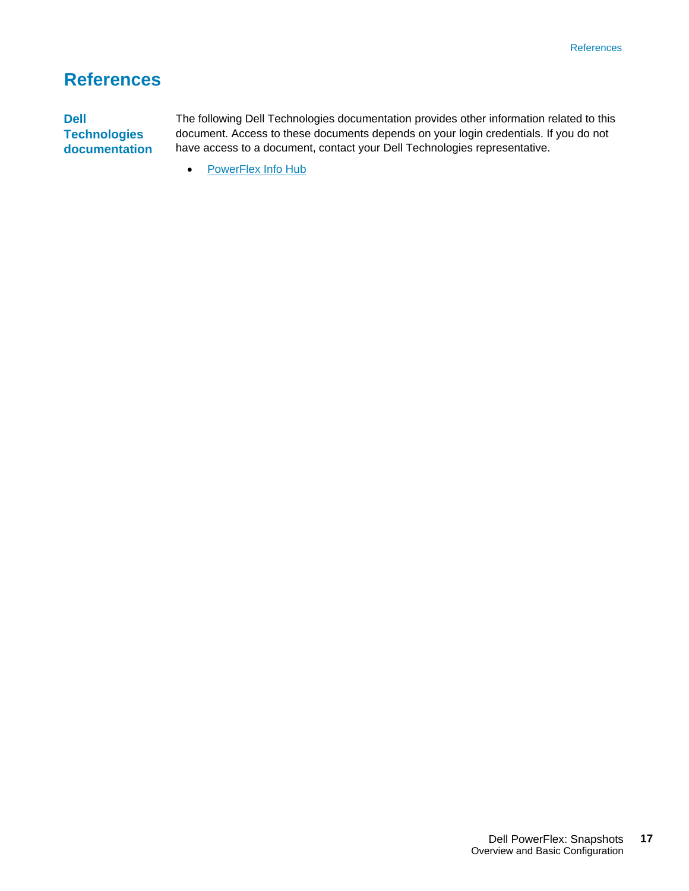# References

## Dell Technologies documentation

The following Dell Technologies documentation provides other information related to this document. Access to these documents depends on your login credentials. If you do not have access to a document, contact your Dell Technologies representative.

- PowerFlex Info Hub